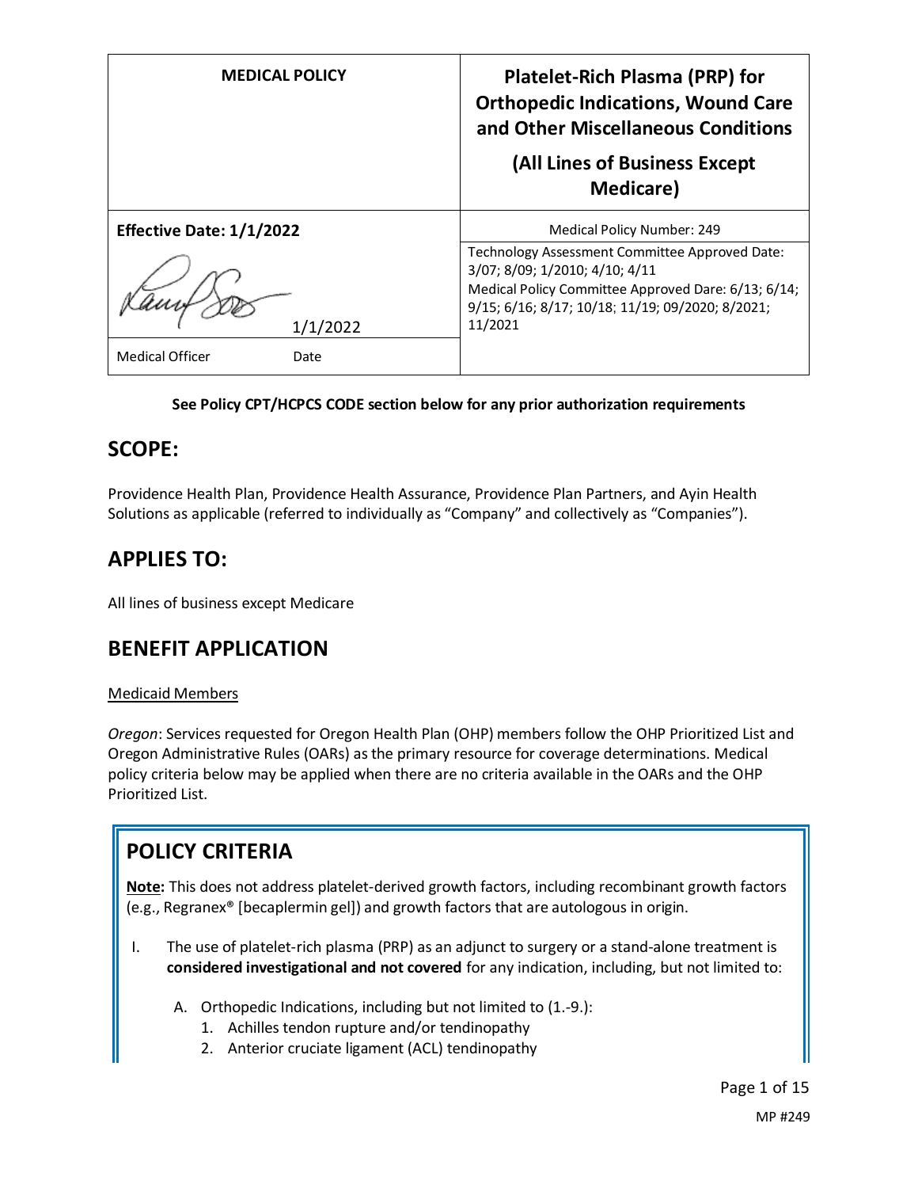| MEDICAL POLICY | Platelet-Rich Plasma (PRP) for Orthopedic Indications, Wound Care and Other Miscellaneous Conditions<br><br>(All Lines of Business Except Medicare) |
|---|---|
| **Effective Date: 1/1/2022** | Medical Policy Number: 249 |
| 1/1/2022 | Technology Assessment Committee Approved Date: 3/07; 8/09; 1/2010; 4/10; 4/11<br>Medical Policy Committee Approved Dare: 6/13; 6/14; 9/15; 6/16; 8/17; 10/18; 11/19; 09/2020; 8/2021; 11/2021 |
| Medical Officer Date | |

**See Policy CPT/HCPCS CODE section below for any prior authorization requirements**

## SCOPE:

Providence Health Plan, Providence Health Assurance, Providence Plan Partners, and Ayin Health Solutions as applicable (referred to individually as "Company" and collectively as "Companies").

## APPLIES TO:

All lines of business except Medicare

## BENEFIT APPLICATION

Medicaid Members

*Oregon*: Services requested for Oregon Health Plan (OHP) members follow the OHP Prioritized List and Oregon Administrative Rules (OARs) as the primary resource for coverage determinations. Medical policy criteria below may be applied when there are no criteria available in the OARs and the OHP Prioritized List.

## POLICY CRITERIA

**Note:** This does not address platelet-derived growth factors, including recombinant growth factors (e.g., Regranex® [becaplermin gel]) and growth factors that are autologous in origin.

I. The use of platelet-rich plasma (PRP) as an adjunct to surgery or a stand-alone treatment is **considered investigational and not covered** for any indication, including, but not limited to:

   A. Orthopedic Indications, including but not limited to (1.-9.):
      1. Achilles tendon rupture and/or tendinopathy
      2. Anterior cruciate ligament (ACL) tendinopathy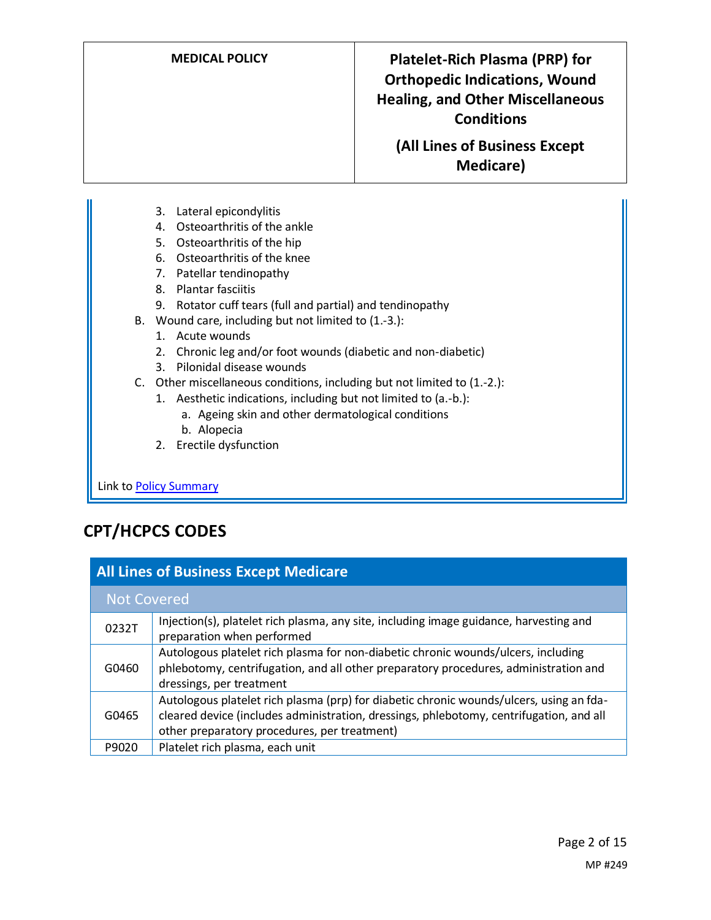3. Lateral epicondylitis
4. Osteoarthritis of the ankle
5. Osteoarthritis of the hip
6. Osteoarthritis of the knee
7. Patellar tendinopathy
8. Plantar fasciitis
9. Rotator cuff tears (full and partial) and tendinopathy

B. Wound care, including but not limited to (1.-3.):
   1. Acute wounds
   2. Chronic leg and/or foot wounds (diabetic and non-diabetic)
   3. Pilonidal disease wounds

C. Other miscellaneous conditions, including but not limited to (1.-2.):
   1. Aesthetic indications, including but not limited to (a.-b.):
      a. Ageing skin and other dermatological conditions
      b. Alopecia
   2. Erectile dysfunction

Link to Policy Summary

## CPT/HCPCS CODES

| All Lines of Business Except Medicare | |
|---|---|
| **Not Covered** | |
| 0232T | Injection(s), platelet rich plasma, any site, including image guidance, harvesting and preparation when performed |
| G0460 | Autologous platelet rich plasma for non-diabetic chronic wounds/ulcers, including phlebotomy, centrifugation, and all other preparatory procedures, administration and dressings, per treatment |
| G0465 | Autologous platelet rich plasma (prp) for diabetic chronic wounds/ulcers, using an fda-cleared device (includes administration, dressings, phlebotomy, centrifugation, and all other preparatory procedures, per treatment) |
| P9020 | Platelet rich plasma, each unit |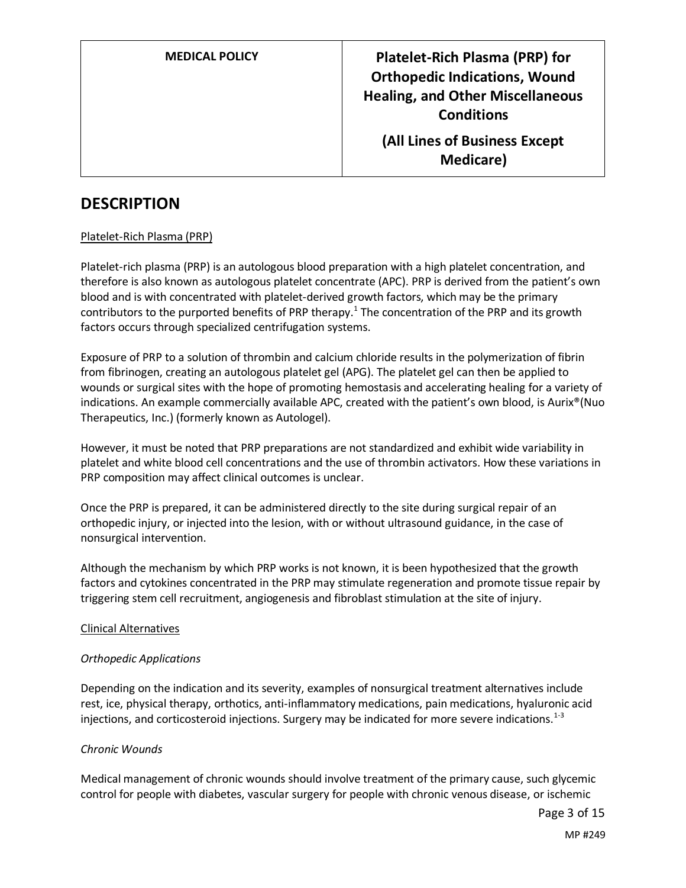## DESCRIPTION

Platelet-Rich Plasma (PRP)

Platelet-rich plasma (PRP) is an autologous blood preparation with a high platelet concentration, and therefore is also known as autologous platelet concentrate (APC). PRP is derived from the patient's own blood and is with concentrated with platelet-derived growth factors, which may be the primary contributors to the purported benefits of PRP therapy.[1] The concentration of the PRP and its growth factors occurs through specialized centrifugation systems.

Exposure of PRP to a solution of thrombin and calcium chloride results in the polymerization of fibrin from fibrinogen, creating an autologous platelet gel (APG). The platelet gel can then be applied to wounds or surgical sites with the hope of promoting hemostasis and accelerating healing for a variety of indications. An example commercially available APC, created with the patient's own blood, is Aurix®(Nuo Therapeutics, Inc.) (formerly known as Autologel).

However, it must be noted that PRP preparations are not standardized and exhibit wide variability in platelet and white blood cell concentrations and the use of thrombin activators. How these variations in PRP composition may affect clinical outcomes is unclear.

Once the PRP is prepared, it can be administered directly to the site during surgical repair of an orthopedic injury, or injected into the lesion, with or without ultrasound guidance, in the case of nonsurgical intervention.

Although the mechanism by which PRP works is not known, it is been hypothesized that the growth factors and cytokines concentrated in the PRP may stimulate regeneration and promote tissue repair by triggering stem cell recruitment, angiogenesis and fibroblast stimulation at the site of injury.

Clinical Alternatives

*Orthopedic Applications*

Depending on the indication and its severity, examples of nonsurgical treatment alternatives include rest, ice, physical therapy, orthotics, anti-inflammatory medications, pain medications, hyaluronic acid injections, and corticosteroid injections. Surgery may be indicated for more severe indications.[1-3]

*Chronic Wounds*

Medical management of chronic wounds should involve treatment of the primary cause, such glycemic control for people with diabetes, vascular surgery for people with chronic venous disease, or ischemic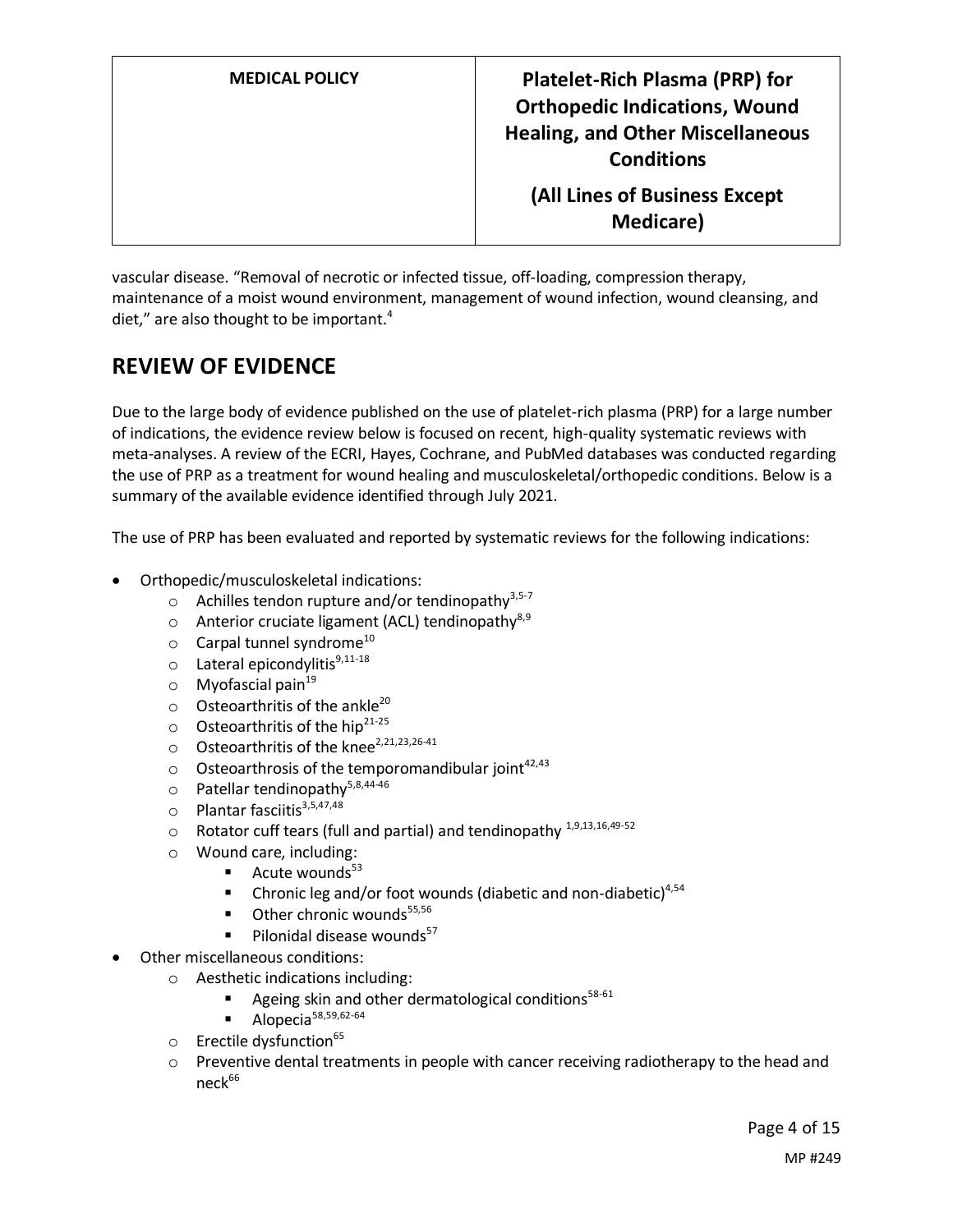vascular disease. “Removal of necrotic or infected tissue, off-loading, compression therapy, maintenance of a moist wound environment, management of wound infection, wound cleansing, and diet,” are also thought to be important.[4]

## REVIEW OF EVIDENCE

Due to the large body of evidence published on the use of platelet-rich plasma (PRP) for a large number of indications, the evidence review below is focused on recent, high-quality systematic reviews with meta-analyses. A review of the ECRI, Hayes, Cochrane, and PubMed databases was conducted regarding the use of PRP as a treatment for wound healing and musculoskeletal/orthopedic conditions. Below is a summary of the available evidence identified through July 2021.

The use of PRP has been evaluated and reported by systematic reviews for the following indications:

- Orthopedic/musculoskeletal indications:
  - Achilles tendon rupture and/or tendinopathy[3,5-7]
  - Anterior cruciate ligament (ACL) tendinopathy[8,9]
  - Carpal tunnel syndrome[10]
  - Lateral epicondylitis[9,11-18]
  - Myofascial pain[19]
  - Osteoarthritis of the ankle[20]
  - Osteoarthritis of the hip[21-25]
  - Osteoarthritis of the knee[2,21,23,26-41]
  - Osteoarthrosis of the temporomandibular joint[42,43]
  - Patellar tendinopathy[5,8,44-46]
  - Plantar fasciitis[3,5,47,48]
  - Rotator cuff tears (full and partial) and tendinopathy [1,9,13,16,49-52]
  - Wound care, including:
    - Acute wounds[53]
    - Chronic leg and/or foot wounds (diabetic and non-diabetic)[4,54]
    - Other chronic wounds[55,56]
    - Pilonidal disease wounds[57]
- Other miscellaneous conditions:
  - Aesthetic indications including:
    - Ageing skin and other dermatological conditions[58-61]
    - Alopecia[58,59,62-64]
  - Erectile dysfunction[65]
  - Preventive dental treatments in people with cancer receiving radiotherapy to the head and neck[66]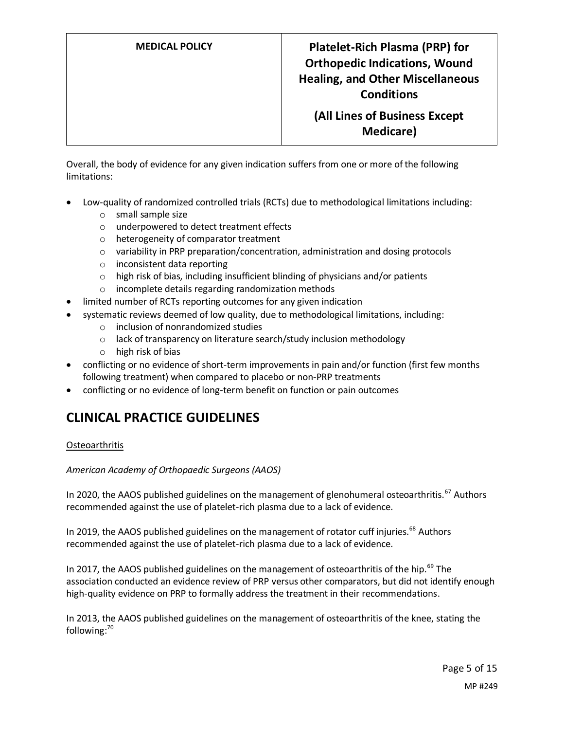Overall, the body of evidence for any given indication suffers from one or more of the following limitations:

- Low-quality of randomized controlled trials (RCTs) due to methodological limitations including:
  - small sample size
  - underpowered to detect treatment effects
  - heterogeneity of comparator treatment
  - variability in PRP preparation/concentration, administration and dosing protocols
  - inconsistent data reporting
  - high risk of bias, including insufficient blinding of physicians and/or patients
  - incomplete details regarding randomization methods
- limited number of RCTs reporting outcomes for any given indication
- systematic reviews deemed of low quality, due to methodological limitations, including:
  - inclusion of nonrandomized studies
  - lack of transparency on literature search/study inclusion methodology
  - high risk of bias
- conflicting or no evidence of short-term improvements in pain and/or function (first few months following treatment) when compared to placebo or non-PRP treatments
- conflicting or no evidence of long-term benefit on function or pain outcomes

## CLINICAL PRACTICE GUIDELINES

<u>Osteoarthritis</u>

*American Academy of Orthopaedic Surgeons (AAOS)*

In 2020, the AAOS published guidelines on the management of glenohumeral osteoarthritis.[67] Authors recommended against the use of platelet-rich plasma due to a lack of evidence.

In 2019, the AAOS published guidelines on the management of rotator cuff injuries.[68] Authors recommended against the use of platelet-rich plasma due to a lack of evidence.

In 2017, the AAOS published guidelines on the management of osteoarthritis of the hip.[69] The association conducted an evidence review of PRP versus other comparators, but did not identify enough high-quality evidence on PRP to formally address the treatment in their recommendations.

In 2013, the AAOS published guidelines on the management of osteoarthritis of the knee, stating the following:[70]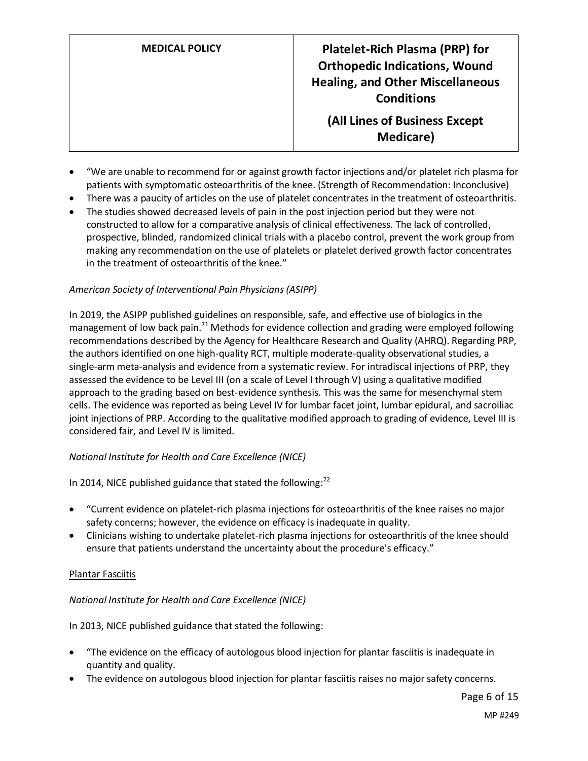- "We are unable to recommend for or against growth factor injections and/or platelet rich plasma for patients with symptomatic osteoarthritis of the knee. (Strength of Recommendation: Inconclusive)
- There was a paucity of articles on the use of platelet concentrates in the treatment of osteoarthritis.
- The studies showed decreased levels of pain in the post injection period but they were not constructed to allow for a comparative analysis of clinical effectiveness. The lack of controlled, prospective, blinded, randomized clinical trials with a placebo control, prevent the work group from making any recommendation on the use of platelets or platelet derived growth factor concentrates in the treatment of osteoarthritis of the knee."

*American Society of Interventional Pain Physicians (ASIPP)*

In 2019, the ASIPP published guidelines on responsible, safe, and effective use of biologics in the management of low back pain.[71] Methods for evidence collection and grading were employed following recommendations described by the Agency for Healthcare Research and Quality (AHRQ). Regarding PRP, the authors identified on one high-quality RCT, multiple moderate-quality observational studies, a single-arm meta-analysis and evidence from a systematic review. For intradiscal injections of PRP, they assessed the evidence to be Level III (on a scale of Level I through V) using a qualitative modified approach to the grading based on best-evidence synthesis. This was the same for mesenchymal stem cells. The evidence was reported as being Level IV for lumbar facet joint, lumbar epidural, and sacroiliac joint injections of PRP. According to the qualitative modified approach to grading of evidence, Level III is considered fair, and Level IV is limited.

*National Institute for Health and Care Excellence (NICE)*

In 2014, NICE published guidance that stated the following:[72]

- "Current evidence on platelet-rich plasma injections for osteoarthritis of the knee raises no major safety concerns; however, the evidence on efficacy is inadequate in quality.
- Clinicians wishing to undertake platelet-rich plasma injections for osteoarthritis of the knee should ensure that patients understand the uncertainty about the procedure's efficacy."

<u>Plantar Fasciitis</u>

*National Institute for Health and Care Excellence (NICE)*

In 2013, NICE published guidance that stated the following:

- "The evidence on the efficacy of autologous blood injection for plantar fasciitis is inadequate in quantity and quality.
- The evidence on autologous blood injection for plantar fasciitis raises no major safety concerns.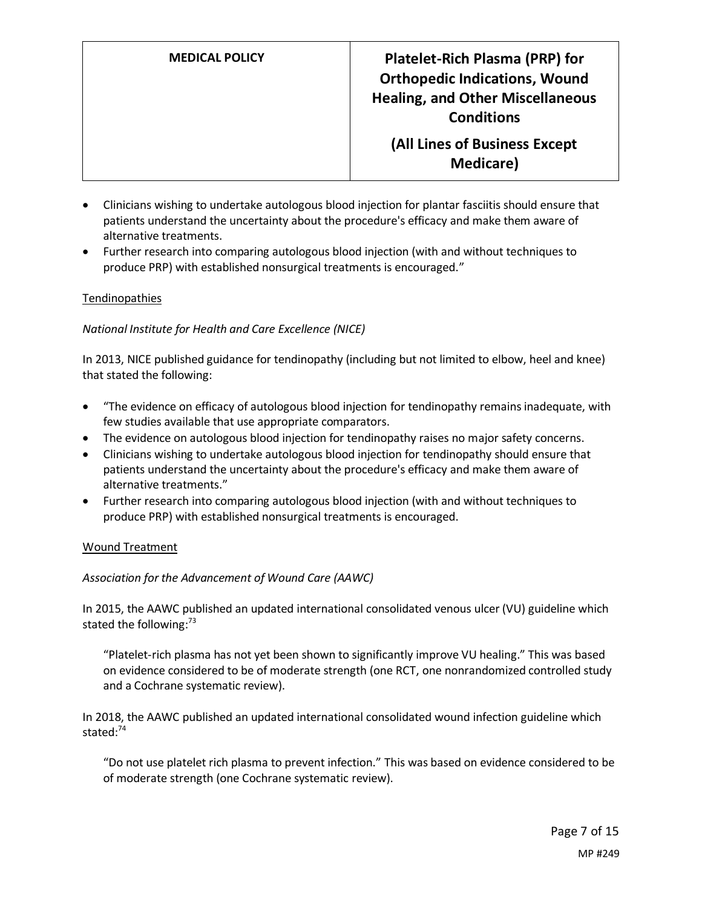- Clinicians wishing to undertake autologous blood injection for plantar fasciitis should ensure that patients understand the uncertainty about the procedure's efficacy and make them aware of alternative treatments.
- Further research into comparing autologous blood injection (with and without techniques to produce PRP) with established nonsurgical treatments is encouraged."

Tendinopathies

*National Institute for Health and Care Excellence (NICE)*

In 2013, NICE published guidance for tendinopathy (including but not limited to elbow, heel and knee) that stated the following:

- "The evidence on efficacy of autologous blood injection for tendinopathy remains inadequate, with few studies available that use appropriate comparators.
- The evidence on autologous blood injection for tendinopathy raises no major safety concerns.
- Clinicians wishing to undertake autologous blood injection for tendinopathy should ensure that patients understand the uncertainty about the procedure's efficacy and make them aware of alternative treatments."
- Further research into comparing autologous blood injection (with and without techniques to produce PRP) with established nonsurgical treatments is encouraged.

Wound Treatment

*Association for the Advancement of Wound Care (AAWC)*

In 2015, the AAWC published an updated international consolidated venous ulcer (VU) guideline which stated the following:[73]

> "Platelet-rich plasma has not yet been shown to significantly improve VU healing." This was based on evidence considered to be of moderate strength (one RCT, one nonrandomized controlled study and a Cochrane systematic review).

In 2018, the AAWC published an updated international consolidated wound infection guideline which stated:[74]

> "Do not use platelet rich plasma to prevent infection." This was based on evidence considered to be of moderate strength (one Cochrane systematic review).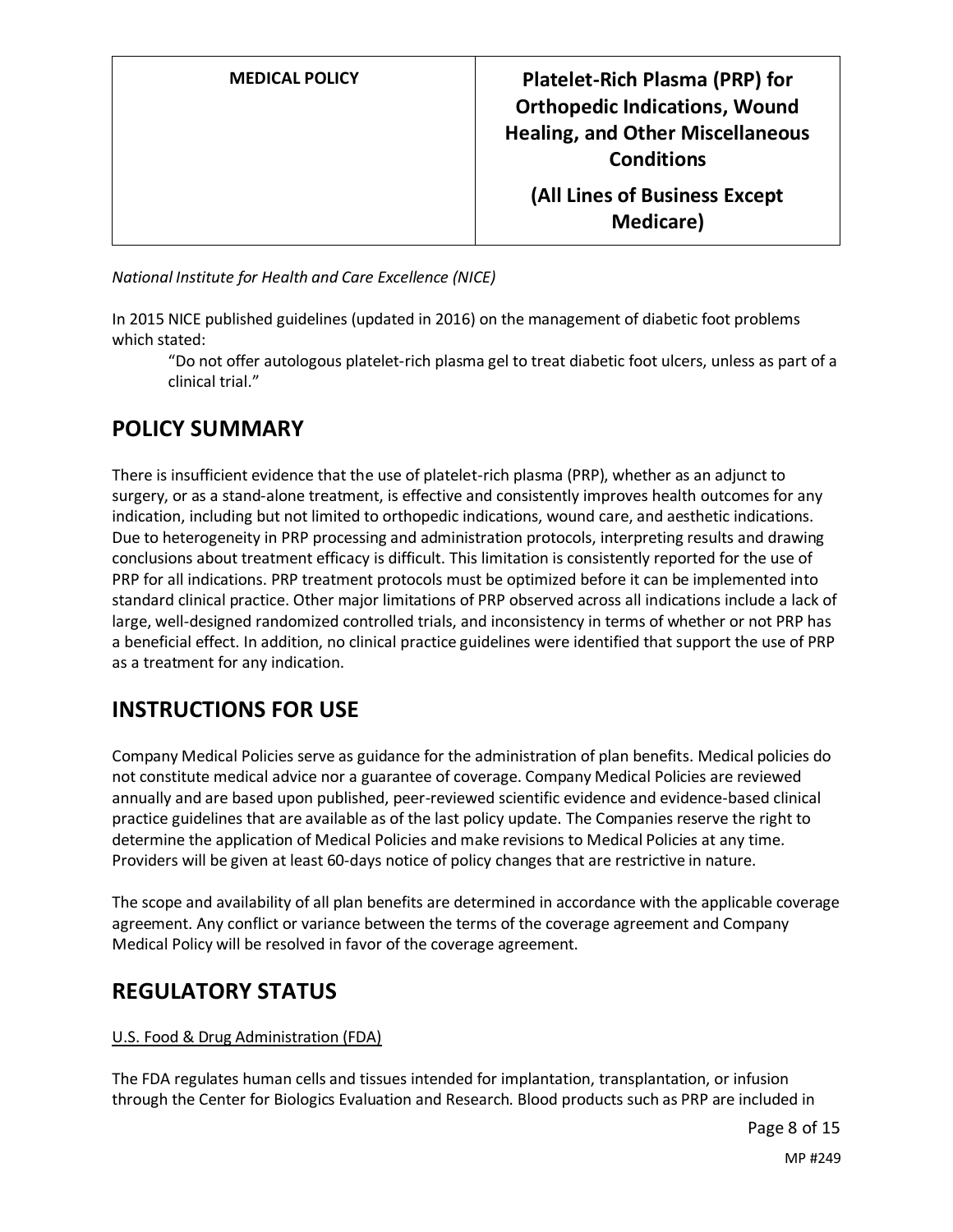*National Institute for Health and Care Excellence (NICE)*

In 2015 NICE published guidelines (updated in 2016) on the management of diabetic foot problems which stated:

> "Do not offer autologous platelet-rich plasma gel to treat diabetic foot ulcers, unless as part of a clinical trial."

# POLICY SUMMARY

There is insufficient evidence that the use of platelet-rich plasma (PRP), whether as an adjunct to surgery, or as a stand-alone treatment, is effective and consistently improves health outcomes for any indication, including but not limited to orthopedic indications, wound care, and aesthetic indications. Due to heterogeneity in PRP processing and administration protocols, interpreting results and drawing conclusions about treatment efficacy is difficult. This limitation is consistently reported for the use of PRP for all indications. PRP treatment protocols must be optimized before it can be implemented into standard clinical practice. Other major limitations of PRP observed across all indications include a lack of large, well-designed randomized controlled trials, and inconsistency in terms of whether or not PRP has a beneficial effect. In addition, no clinical practice guidelines were identified that support the use of PRP as a treatment for any indication.

# INSTRUCTIONS FOR USE

Company Medical Policies serve as guidance for the administration of plan benefits. Medical policies do not constitute medical advice nor a guarantee of coverage. Company Medical Policies are reviewed annually and are based upon published, peer-reviewed scientific evidence and evidence-based clinical practice guidelines that are available as of the last policy update. The Companies reserve the right to determine the application of Medical Policies and make revisions to Medical Policies at any time. Providers will be given at least 60-days notice of policy changes that are restrictive in nature.

The scope and availability of all plan benefits are determined in accordance with the applicable coverage agreement. Any conflict or variance between the terms of the coverage agreement and Company Medical Policy will be resolved in favor of the coverage agreement.

# REGULATORY STATUS

U.S. Food & Drug Administration (FDA)

The FDA regulates human cells and tissues intended for implantation, transplantation, or infusion through the Center for Biologics Evaluation and Research. Blood products such as PRP are included in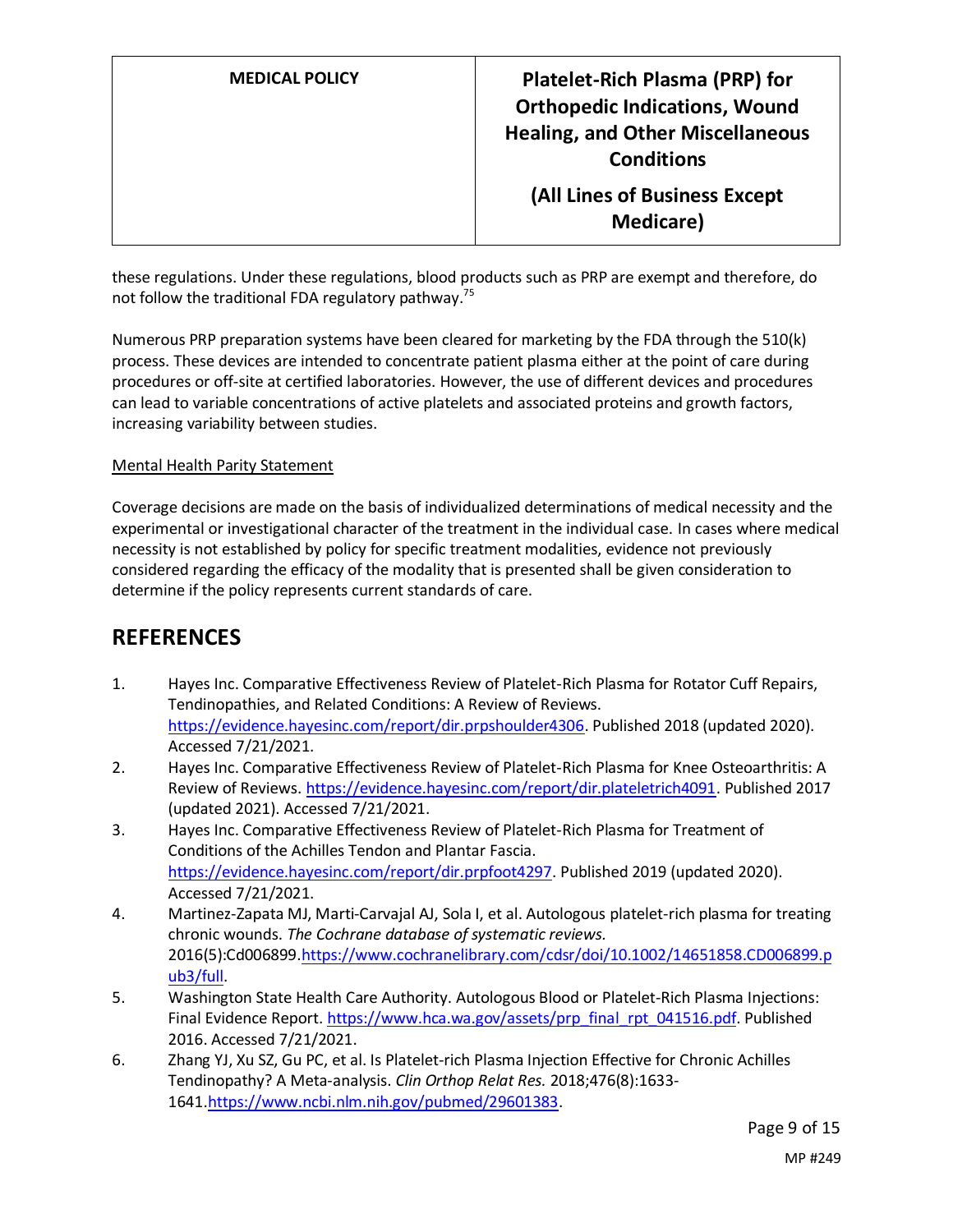these regulations. Under these regulations, blood products such as PRP are exempt and therefore, do not follow the traditional FDA regulatory pathway.[75]

Numerous PRP preparation systems have been cleared for marketing by the FDA through the 510(k) process. These devices are intended to concentrate patient plasma either at the point of care during procedures or off-site at certified laboratories. However, the use of different devices and procedures can lead to variable concentrations of active platelets and associated proteins and growth factors, increasing variability between studies.

Mental Health Parity Statement

Coverage decisions are made on the basis of individualized determinations of medical necessity and the experimental or investigational character of the treatment in the individual case. In cases where medical necessity is not established by policy for specific treatment modalities, evidence not previously considered regarding the efficacy of the modality that is presented shall be given consideration to determine if the policy represents current standards of care.

# REFERENCES

1. Hayes Inc. Comparative Effectiveness Review of Platelet-Rich Plasma for Rotator Cuff Repairs, Tendinopathies, and Related Conditions: A Review of Reviews. https://evidence.hayesinc.com/report/dir.prpshoulder4306. Published 2018 (updated 2020). Accessed 7/21/2021.
2. Hayes Inc. Comparative Effectiveness Review of Platelet-Rich Plasma for Knee Osteoarthritis: A Review of Reviews. https://evidence.hayesinc.com/report/dir.plateletrich4091. Published 2017 (updated 2021). Accessed 7/21/2021.
3. Hayes Inc. Comparative Effectiveness Review of Platelet-Rich Plasma for Treatment of Conditions of the Achilles Tendon and Plantar Fascia. https://evidence.hayesinc.com/report/dir.prpfoot4297. Published 2019 (updated 2020). Accessed 7/21/2021.
4. Martinez-Zapata MJ, Marti-Carvajal AJ, Sola I, et al. Autologous platelet-rich plasma for treating chronic wounds. *The Cochrane database of systematic reviews.* 2016(5):Cd006899.https://www.cochranelibrary.com/cdsr/doi/10.1002/14651858.CD006899.pub3/full.
5. Washington State Health Care Authority. Autologous Blood or Platelet-Rich Plasma Injections: Final Evidence Report. https://www.hca.wa.gov/assets/prp_final_rpt_041516.pdf. Published 2016. Accessed 7/21/2021.
6. Zhang YJ, Xu SZ, Gu PC, et al. Is Platelet-rich Plasma Injection Effective for Chronic Achilles Tendinopathy? A Meta-analysis. *Clin Orthop Relat Res.* 2018;476(8):1633-1641.https://www.ncbi.nlm.nih.gov/pubmed/29601383.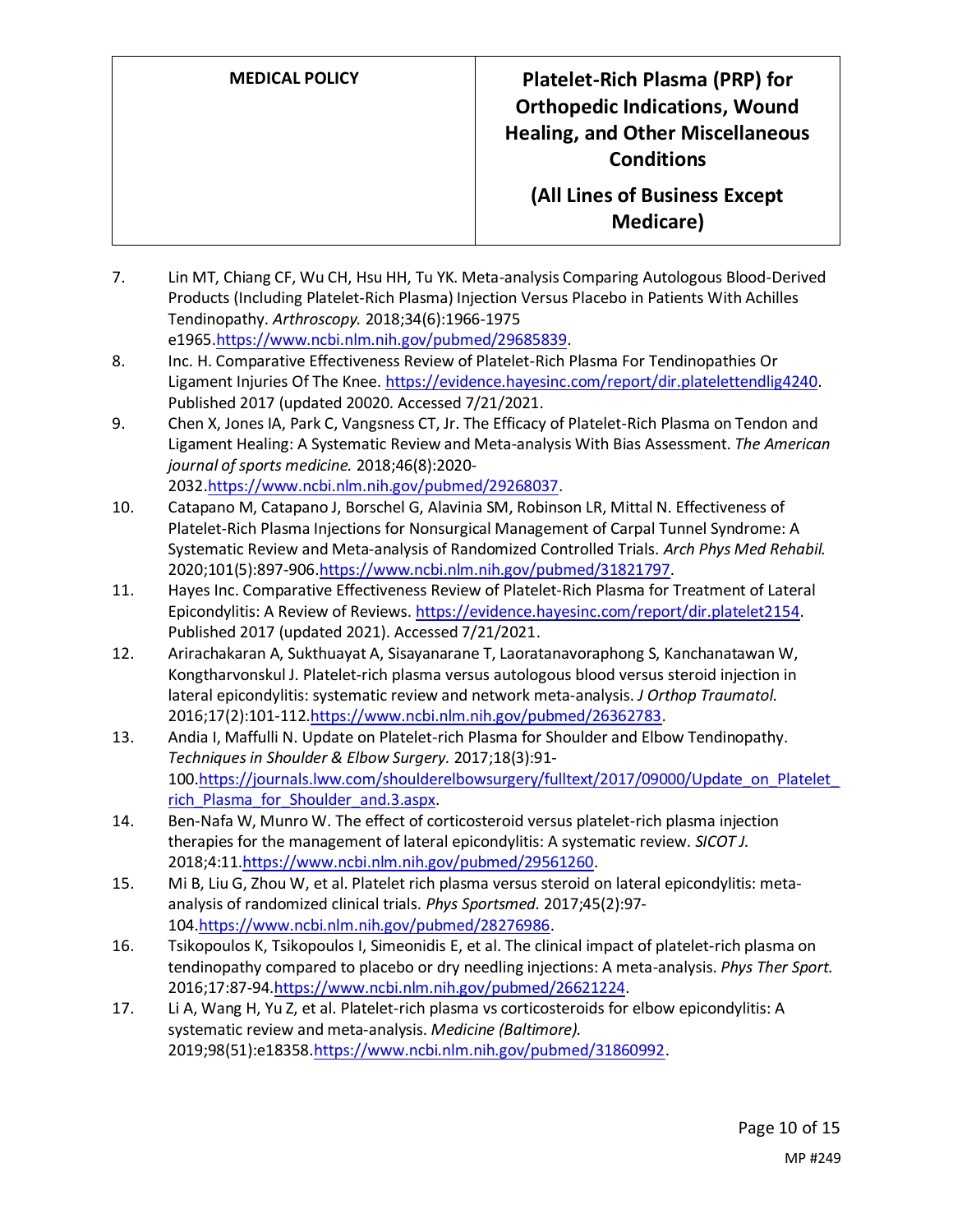7. Lin MT, Chiang CF, Wu CH, Hsu HH, Tu YK. Meta-analysis Comparing Autologous Blood-Derived Products (Including Platelet-Rich Plasma) Injection Versus Placebo in Patients With Achilles Tendinopathy. *Arthroscopy.* 2018;34(6):1966-1975 e1965.https://www.ncbi.nlm.nih.gov/pubmed/29685839.
8. Inc. H. Comparative Effectiveness Review of Platelet-Rich Plasma For Tendinopathies Or Ligament Injuries Of The Knee. https://evidence.hayesinc.com/report/dir.platelettendlig4240. Published 2017 (updated 20020. Accessed 7/21/2021.
9. Chen X, Jones IA, Park C, Vangsness CT, Jr. The Efficacy of Platelet-Rich Plasma on Tendon and Ligament Healing: A Systematic Review and Meta-analysis With Bias Assessment. *The American journal of sports medicine.* 2018;46(8):2020-2032.https://www.ncbi.nlm.nih.gov/pubmed/29268037.
10. Catapano M, Catapano J, Borschel G, Alavinia SM, Robinson LR, Mittal N. Effectiveness of Platelet-Rich Plasma Injections for Nonsurgical Management of Carpal Tunnel Syndrome: A Systematic Review and Meta-analysis of Randomized Controlled Trials. *Arch Phys Med Rehabil.* 2020;101(5):897-906.https://www.ncbi.nlm.nih.gov/pubmed/31821797.
11. Hayes Inc. Comparative Effectiveness Review of Platelet-Rich Plasma for Treatment of Lateral Epicondylitis: A Review of Reviews. https://evidence.hayesinc.com/report/dir.platelet2154. Published 2017 (updated 2021). Accessed 7/21/2021.
12. Arirachakaran A, Sukthuayat A, Sisayanarane T, Laoratanavoraphong S, Kanchanatawan W, Kongtharvonskul J. Platelet-rich plasma versus autologous blood versus steroid injection in lateral epicondylitis: systematic review and network meta-analysis. *J Orthop Traumatol.* 2016;17(2):101-112.https://www.ncbi.nlm.nih.gov/pubmed/26362783.
13. Andia I, Maffulli N. Update on Platelet-rich Plasma for Shoulder and Elbow Tendinopathy. *Techniques in Shoulder & Elbow Surgery.* 2017;18(3):91-100.https://journals.lww.com/shoulderelbowsurgery/fulltext/2017/09000/Update_on_Platelet_rich_Plasma_for_Shoulder_and.3.aspx.
14. Ben-Nafa W, Munro W. The effect of corticosteroid versus platelet-rich plasma injection therapies for the management of lateral epicondylitis: A systematic review. *SICOT J.* 2018;4:11.https://www.ncbi.nlm.nih.gov/pubmed/29561260.
15. Mi B, Liu G, Zhou W, et al. Platelet rich plasma versus steroid on lateral epicondylitis: meta-analysis of randomized clinical trials. *Phys Sportsmed.* 2017;45(2):97-104.https://www.ncbi.nlm.nih.gov/pubmed/28276986.
16. Tsikopoulos K, Tsikopoulos I, Simeonidis E, et al. The clinical impact of platelet-rich plasma on tendinopathy compared to placebo or dry needling injections: A meta-analysis. *Phys Ther Sport.* 2016;17:87-94.https://www.ncbi.nlm.nih.gov/pubmed/26621224.
17. Li A, Wang H, Yu Z, et al. Platelet-rich plasma vs corticosteroids for elbow epicondylitis: A systematic review and meta-analysis. *Medicine (Baltimore).* 2019;98(51):e18358.https://www.ncbi.nlm.nih.gov/pubmed/31860992.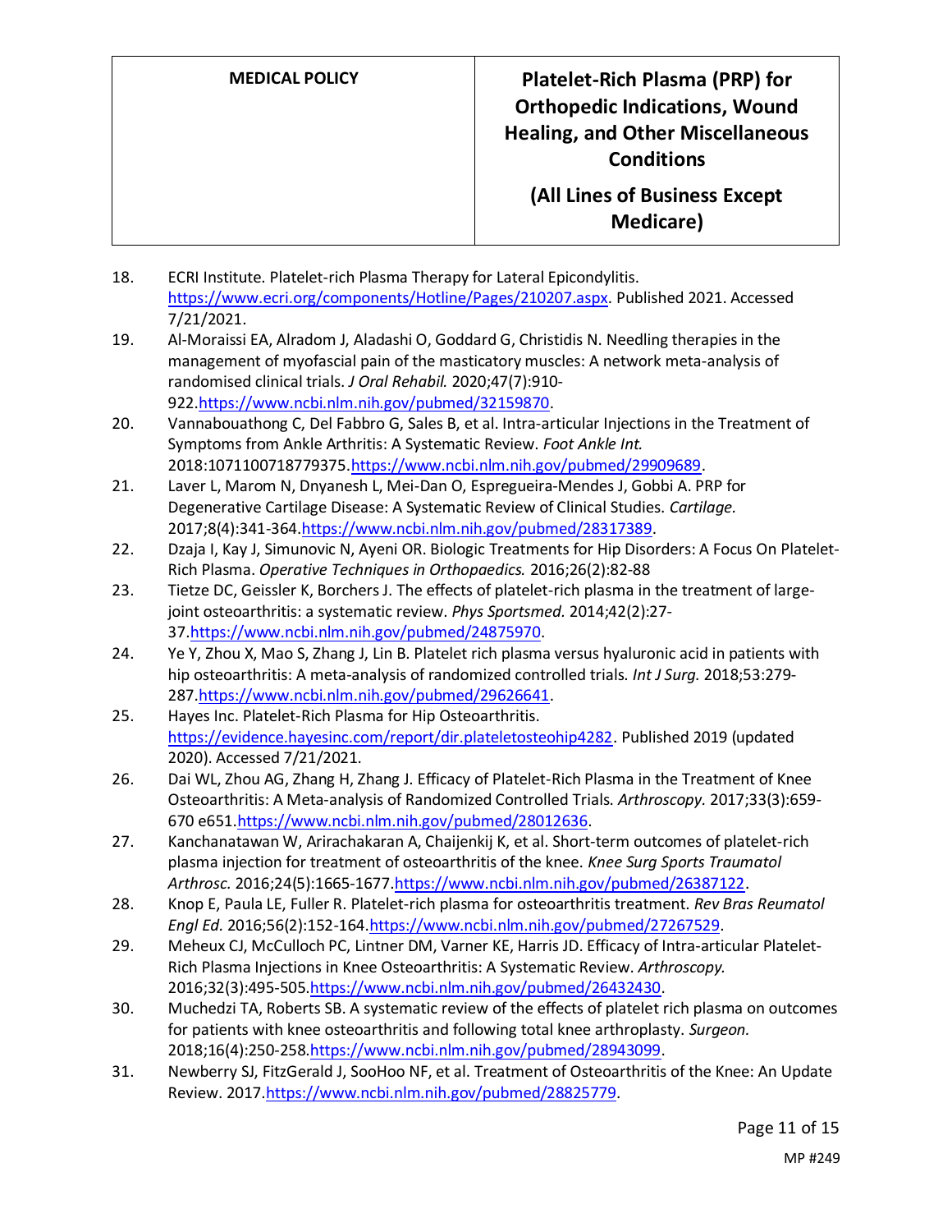18. ECRI Institute. Platelet-rich Plasma Therapy for Lateral Epicondylitis. https://www.ecri.org/components/Hotline/Pages/210207.aspx. Published 2021. Accessed 7/21/2021.
19. Al-Moraissi EA, Alradom J, Aladashi O, Goddard G, Christidis N. Needling therapies in the management of myofascial pain of the masticatory muscles: A network meta-analysis of randomised clinical trials. *J Oral Rehabil.* 2020;47(7):910-922.https://www.ncbi.nlm.nih.gov/pubmed/32159870.
20. Vannabouathong C, Del Fabbro G, Sales B, et al. Intra-articular Injections in the Treatment of Symptoms from Ankle Arthritis: A Systematic Review. *Foot Ankle Int.* 2018:1071100718779375.https://www.ncbi.nlm.nih.gov/pubmed/29909689.
21. Laver L, Marom N, Dnyanesh L, Mei-Dan O, Espregueira-Mendes J, Gobbi A. PRP for Degenerative Cartilage Disease: A Systematic Review of Clinical Studies. *Cartilage.* 2017;8(4):341-364.https://www.ncbi.nlm.nih.gov/pubmed/28317389.
22. Dzaja I, Kay J, Simunovic N, Ayeni OR. Biologic Treatments for Hip Disorders: A Focus On Platelet-Rich Plasma. *Operative Techniques in Orthopaedics.* 2016;26(2):82-88
23. Tietze DC, Geissler K, Borchers J. The effects of platelet-rich plasma in the treatment of large-joint osteoarthritis: a systematic review. *Phys Sportsmed.* 2014;42(2):27-37.https://www.ncbi.nlm.nih.gov/pubmed/24875970.
24. Ye Y, Zhou X, Mao S, Zhang J, Lin B. Platelet rich plasma versus hyaluronic acid in patients with hip osteoarthritis: A meta-analysis of randomized controlled trials. *Int J Surg.* 2018;53:279-287.https://www.ncbi.nlm.nih.gov/pubmed/29626641.
25. Hayes Inc. Platelet-Rich Plasma for Hip Osteoarthritis. https://evidence.hayesinc.com/report/dir.plateletosteohip4282. Published 2019 (updated 2020). Accessed 7/21/2021.
26. Dai WL, Zhou AG, Zhang H, Zhang J. Efficacy of Platelet-Rich Plasma in the Treatment of Knee Osteoarthritis: A Meta-analysis of Randomized Controlled Trials. *Arthroscopy.* 2017;33(3):659-670 e651.https://www.ncbi.nlm.nih.gov/pubmed/28012636.
27. Kanchanatawan W, Arirachakaran A, Chaijenkij K, et al. Short-term outcomes of platelet-rich plasma injection for treatment of osteoarthritis of the knee. *Knee Surg Sports Traumatol Arthrosc.* 2016;24(5):1665-1677.https://www.ncbi.nlm.nih.gov/pubmed/26387122.
28. Knop E, Paula LE, Fuller R. Platelet-rich plasma for osteoarthritis treatment. *Rev Bras Reumatol Engl Ed.* 2016;56(2):152-164.https://www.ncbi.nlm.nih.gov/pubmed/27267529.
29. Meheux CJ, McCulloch PC, Lintner DM, Varner KE, Harris JD. Efficacy of Intra-articular Platelet-Rich Plasma Injections in Knee Osteoarthritis: A Systematic Review. *Arthroscopy.* 2016;32(3):495-505.https://www.ncbi.nlm.nih.gov/pubmed/26432430.
30. Muchedzi TA, Roberts SB. A systematic review of the effects of platelet rich plasma on outcomes for patients with knee osteoarthritis and following total knee arthroplasty. *Surgeon.* 2018;16(4):250-258.https://www.ncbi.nlm.nih.gov/pubmed/28943099.
31. Newberry SJ, FitzGerald J, SooHoo NF, et al. Treatment of Osteoarthritis of the Knee: An Update Review. 2017.https://www.ncbi.nlm.nih.gov/pubmed/28825779.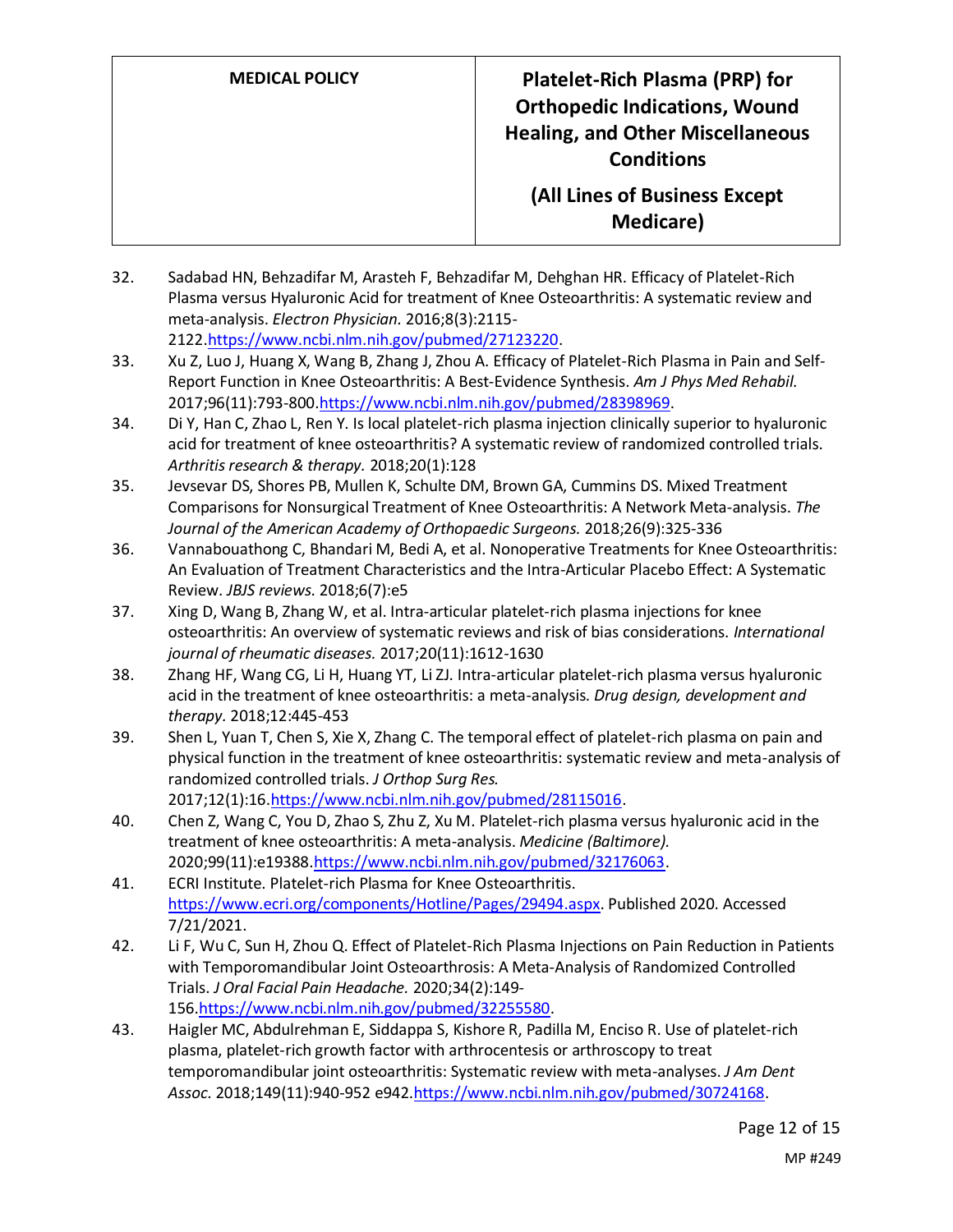32. Sadabad HN, Behzadifar M, Arasteh F, Behzadifar M, Dehghan HR. Efficacy of Platelet-Rich Plasma versus Hyaluronic Acid for treatment of Knee Osteoarthritis: A systematic review and meta-analysis. *Electron Physician.* 2016;8(3):2115-2122.https://www.ncbi.nlm.nih.gov/pubmed/27123220.
33. Xu Z, Luo J, Huang X, Wang B, Zhang J, Zhou A. Efficacy of Platelet-Rich Plasma in Pain and Self-Report Function in Knee Osteoarthritis: A Best-Evidence Synthesis. *Am J Phys Med Rehabil.* 2017;96(11):793-800.https://www.ncbi.nlm.nih.gov/pubmed/28398969.
34. Di Y, Han C, Zhao L, Ren Y. Is local platelet-rich plasma injection clinically superior to hyaluronic acid for treatment of knee osteoarthritis? A systematic review of randomized controlled trials. *Arthritis research & therapy.* 2018;20(1):128
35. Jevsevar DS, Shores PB, Mullen K, Schulte DM, Brown GA, Cummins DS. Mixed Treatment Comparisons for Nonsurgical Treatment of Knee Osteoarthritis: A Network Meta-analysis. *The Journal of the American Academy of Orthopaedic Surgeons.* 2018;26(9):325-336
36. Vannabouathong C, Bhandari M, Bedi A, et al. Nonoperative Treatments for Knee Osteoarthritis: An Evaluation of Treatment Characteristics and the Intra-Articular Placebo Effect: A Systematic Review. *JBJS reviews.* 2018;6(7):e5
37. Xing D, Wang B, Zhang W, et al. Intra-articular platelet-rich plasma injections for knee osteoarthritis: An overview of systematic reviews and risk of bias considerations. *International journal of rheumatic diseases.* 2017;20(11):1612-1630
38. Zhang HF, Wang CG, Li H, Huang YT, Li ZJ. Intra-articular platelet-rich plasma versus hyaluronic acid in the treatment of knee osteoarthritis: a meta-analysis. *Drug design, development and therapy.* 2018;12:445-453
39. Shen L, Yuan T, Chen S, Xie X, Zhang C. The temporal effect of platelet-rich plasma on pain and physical function in the treatment of knee osteoarthritis: systematic review and meta-analysis of randomized controlled trials. *J Orthop Surg Res.* 2017;12(1):16.https://www.ncbi.nlm.nih.gov/pubmed/28115016.
40. Chen Z, Wang C, You D, Zhao S, Zhu Z, Xu M. Platelet-rich plasma versus hyaluronic acid in the treatment of knee osteoarthritis: A meta-analysis. *Medicine (Baltimore).* 2020;99(11):e19388.https://www.ncbi.nlm.nih.gov/pubmed/32176063.
41. ECRI Institute. Platelet-rich Plasma for Knee Osteoarthritis. https://www.ecri.org/components/Hotline/Pages/29494.aspx. Published 2020. Accessed 7/21/2021.
42. Li F, Wu C, Sun H, Zhou Q. Effect of Platelet-Rich Plasma Injections on Pain Reduction in Patients with Temporomandibular Joint Osteoarthrosis: A Meta-Analysis of Randomized Controlled Trials. *J Oral Facial Pain Headache.* 2020;34(2):149-156.https://www.ncbi.nlm.nih.gov/pubmed/32255580.
43. Haigler MC, Abdulrehman E, Siddappa S, Kishore R, Padilla M, Enciso R. Use of platelet-rich plasma, platelet-rich growth factor with arthrocentesis or arthroscopy to treat temporomandibular joint osteoarthritis: Systematic review with meta-analyses. *J Am Dent Assoc.* 2018;149(11):940-952 e942.https://www.ncbi.nlm.nih.gov/pubmed/30724168.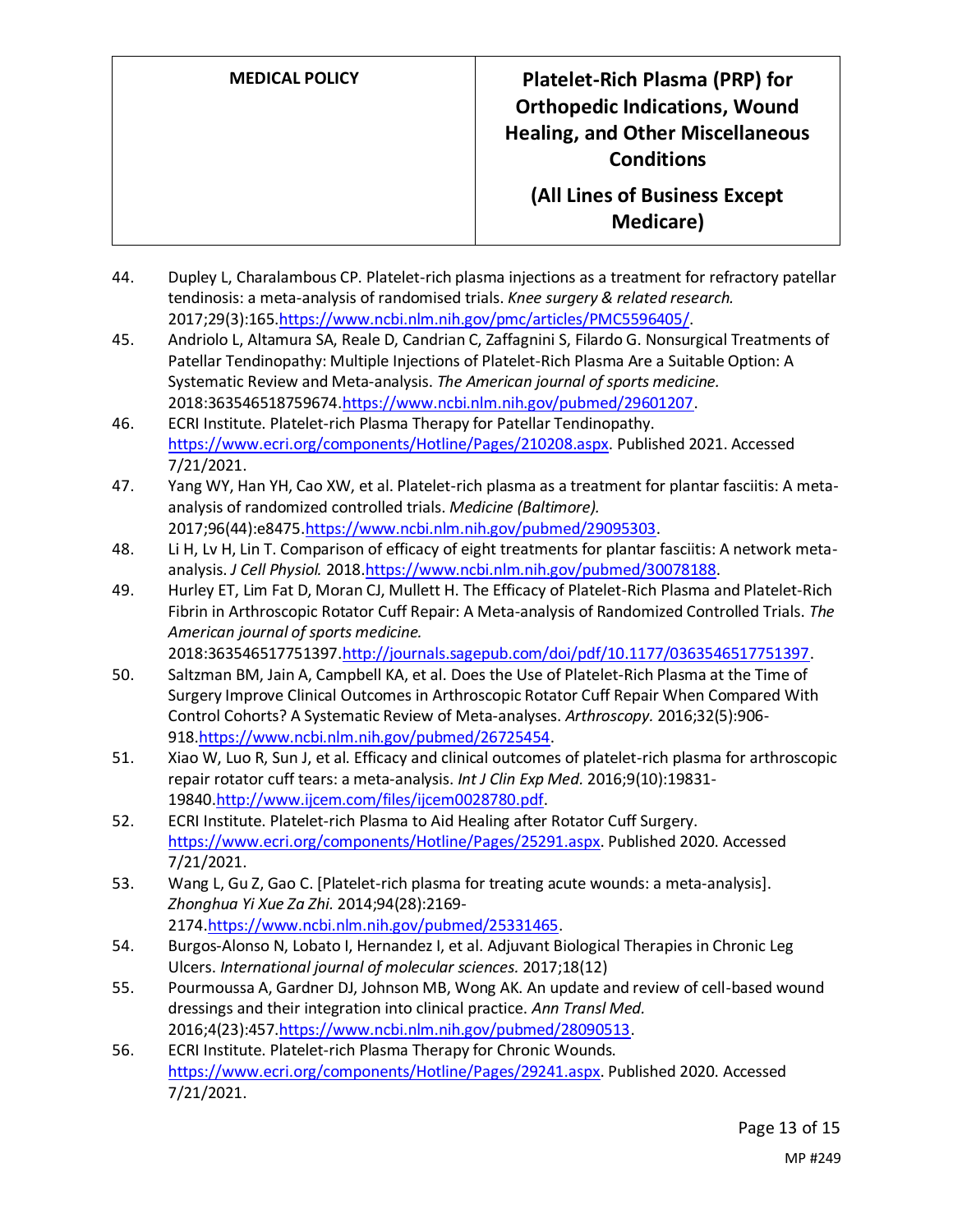44. Dupley L, Charalambous CP. Platelet-rich plasma injections as a treatment for refractory patellar tendinosis: a meta-analysis of randomised trials. *Knee surgery & related research.* 2017;29(3):165.https://www.ncbi.nlm.nih.gov/pmc/articles/PMC5596405/.
45. Andriolo L, Altamura SA, Reale D, Candrian C, Zaffagnini S, Filardo G. Nonsurgical Treatments of Patellar Tendinopathy: Multiple Injections of Platelet-Rich Plasma Are a Suitable Option: A Systematic Review and Meta-analysis. *The American journal of sports medicine.* 2018:363546518759674.https://www.ncbi.nlm.nih.gov/pubmed/29601207.
46. ECRI Institute. Platelet-rich Plasma Therapy for Patellar Tendinopathy. https://www.ecri.org/components/Hotline/Pages/210208.aspx. Published 2021. Accessed 7/21/2021.
47. Yang WY, Han YH, Cao XW, et al. Platelet-rich plasma as a treatment for plantar fasciitis: A meta-analysis of randomized controlled trials. *Medicine (Baltimore).* 2017;96(44):e8475.https://www.ncbi.nlm.nih.gov/pubmed/29095303.
48. Li H, Lv H, Lin T. Comparison of efficacy of eight treatments for plantar fasciitis: A network meta-analysis. *J Cell Physiol.* 2018.https://www.ncbi.nlm.nih.gov/pubmed/30078188.
49. Hurley ET, Lim Fat D, Moran CJ, Mullett H. The Efficacy of Platelet-Rich Plasma and Platelet-Rich Fibrin in Arthroscopic Rotator Cuff Repair: A Meta-analysis of Randomized Controlled Trials. *The American journal of sports medicine.* 2018:363546517751397.http://journals.sagepub.com/doi/pdf/10.1177/0363546517751397.
50. Saltzman BM, Jain A, Campbell KA, et al. Does the Use of Platelet-Rich Plasma at the Time of Surgery Improve Clinical Outcomes in Arthroscopic Rotator Cuff Repair When Compared With Control Cohorts? A Systematic Review of Meta-analyses. *Arthroscopy.* 2016;32(5):906-918.https://www.ncbi.nlm.nih.gov/pubmed/26725454.
51. Xiao W, Luo R, Sun J, et al. Efficacy and clinical outcomes of platelet-rich plasma for arthroscopic repair rotator cuff tears: a meta-analysis. *Int J Clin Exp Med.* 2016;9(10):19831-19840.http://www.ijcem.com/files/ijcem0028780.pdf.
52. ECRI Institute. Platelet-rich Plasma to Aid Healing after Rotator Cuff Surgery. https://www.ecri.org/components/Hotline/Pages/25291.aspx. Published 2020. Accessed 7/21/2021.
53. Wang L, Gu Z, Gao C. [Platelet-rich plasma for treating acute wounds: a meta-analysis]. *Zhonghua Yi Xue Za Zhi.* 2014;94(28):2169-2174.https://www.ncbi.nlm.nih.gov/pubmed/25331465.
54. Burgos-Alonso N, Lobato I, Hernandez I, et al. Adjuvant Biological Therapies in Chronic Leg Ulcers. *International journal of molecular sciences.* 2017;18(12)
55. Pourmoussa A, Gardner DJ, Johnson MB, Wong AK. An update and review of cell-based wound dressings and their integration into clinical practice. *Ann Transl Med.* 2016;4(23):457.https://www.ncbi.nlm.nih.gov/pubmed/28090513.
56. ECRI Institute. Platelet-rich Plasma Therapy for Chronic Wounds. https://www.ecri.org/components/Hotline/Pages/29241.aspx. Published 2020. Accessed 7/21/2021.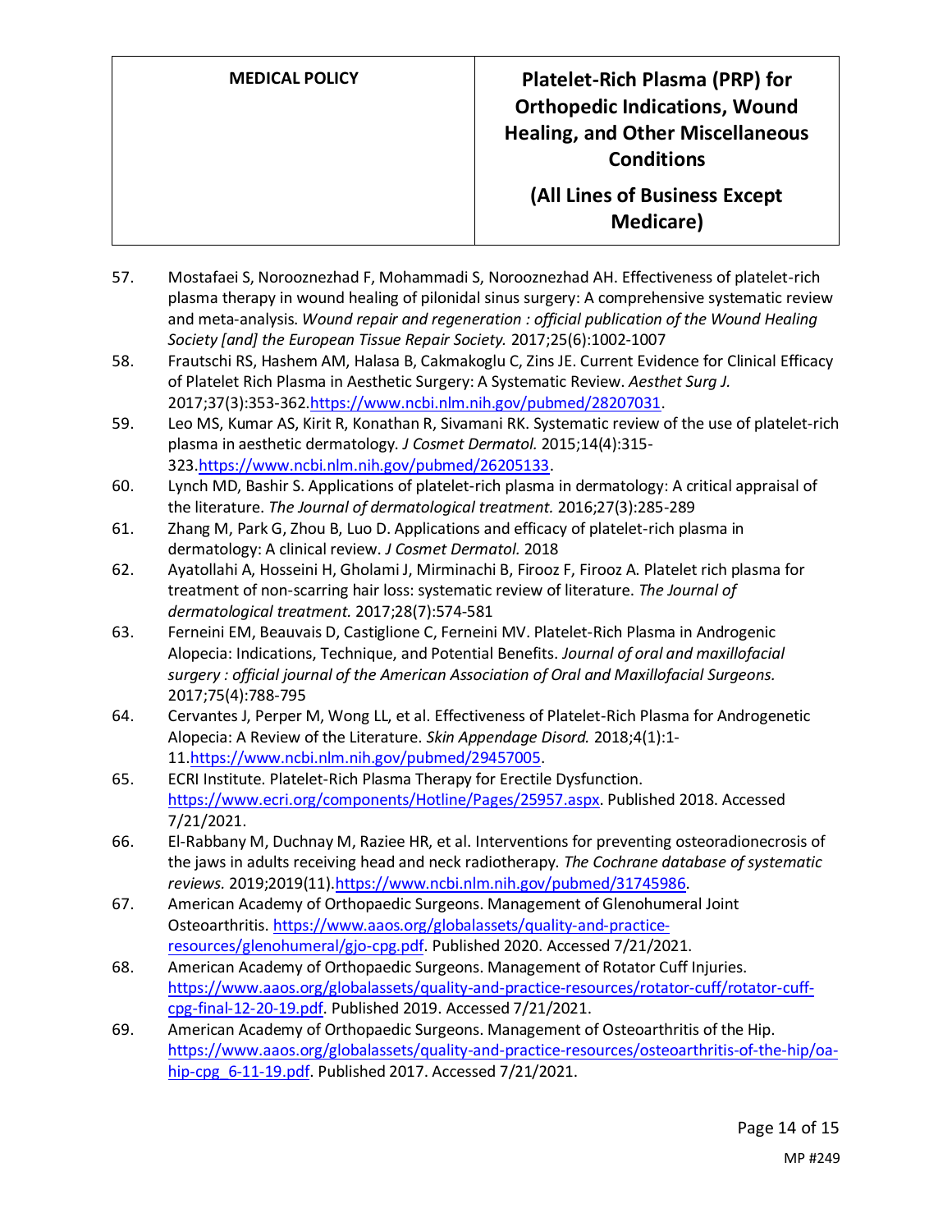57. Mostafaei S, Norooznezhad F, Mohammadi S, Norooznezhad AH. Effectiveness of platelet-rich plasma therapy in wound healing of pilonidal sinus surgery: A comprehensive systematic review and meta-analysis. *Wound repair and regeneration : official publication of the Wound Healing Society [and] the European Tissue Repair Society.* 2017;25(6):1002-1007
58. Frautschi RS, Hashem AM, Halasa B, Cakmakoglu C, Zins JE. Current Evidence for Clinical Efficacy of Platelet Rich Plasma in Aesthetic Surgery: A Systematic Review. *Aesthet Surg J.* 2017;37(3):353-362.https://www.ncbi.nlm.nih.gov/pubmed/28207031.
59. Leo MS, Kumar AS, Kirit R, Konathan R, Sivamani RK. Systematic review of the use of platelet-rich plasma in aesthetic dermatology. *J Cosmet Dermatol.* 2015;14(4):315-323.https://www.ncbi.nlm.nih.gov/pubmed/26205133.
60. Lynch MD, Bashir S. Applications of platelet-rich plasma in dermatology: A critical appraisal of the literature. *The Journal of dermatological treatment.* 2016;27(3):285-289
61. Zhang M, Park G, Zhou B, Luo D. Applications and efficacy of platelet-rich plasma in dermatology: A clinical review. *J Cosmet Dermatol.* 2018
62. Ayatollahi A, Hosseini H, Gholami J, Mirminachi B, Firooz F, Firooz A. Platelet rich plasma for treatment of non-scarring hair loss: systematic review of literature. *The Journal of dermatological treatment.* 2017;28(7):574-581
63. Ferneini EM, Beauvais D, Castiglione C, Ferneini MV. Platelet-Rich Plasma in Androgenic Alopecia: Indications, Technique, and Potential Benefits. *Journal of oral and maxillofacial surgery : official journal of the American Association of Oral and Maxillofacial Surgeons.* 2017;75(4):788-795
64. Cervantes J, Perper M, Wong LL, et al. Effectiveness of Platelet-Rich Plasma for Androgenetic Alopecia: A Review of the Literature. *Skin Appendage Disord.* 2018;4(1):1-11.https://www.ncbi.nlm.nih.gov/pubmed/29457005.
65. ECRI Institute. Platelet-Rich Plasma Therapy for Erectile Dysfunction. https://www.ecri.org/components/Hotline/Pages/25957.aspx. Published 2018. Accessed 7/21/2021.
66. El-Rabbany M, Duchnay M, Raziee HR, et al. Interventions for preventing osteoradionecrosis of the jaws in adults receiving head and neck radiotherapy. *The Cochrane database of systematic reviews.* 2019;2019(11).https://www.ncbi.nlm.nih.gov/pubmed/31745986.
67. American Academy of Orthopaedic Surgeons. Management of Glenohumeral Joint Osteoarthritis. https://www.aaos.org/globalassets/quality-and-practice-resources/glenohumeral/gjo-cpg.pdf. Published 2020. Accessed 7/21/2021.
68. American Academy of Orthopaedic Surgeons. Management of Rotator Cuff Injuries. https://www.aaos.org/globalassets/quality-and-practice-resources/rotator-cuff/rotator-cuff-cpg-final-12-20-19.pdf. Published 2019. Accessed 7/21/2021.
69. American Academy of Orthopaedic Surgeons. Management of Osteoarthritis of the Hip. https://www.aaos.org/globalassets/quality-and-practice-resources/osteoarthritis-of-the-hip/oa-hip-cpg_6-11-19.pdf. Published 2017. Accessed 7/21/2021.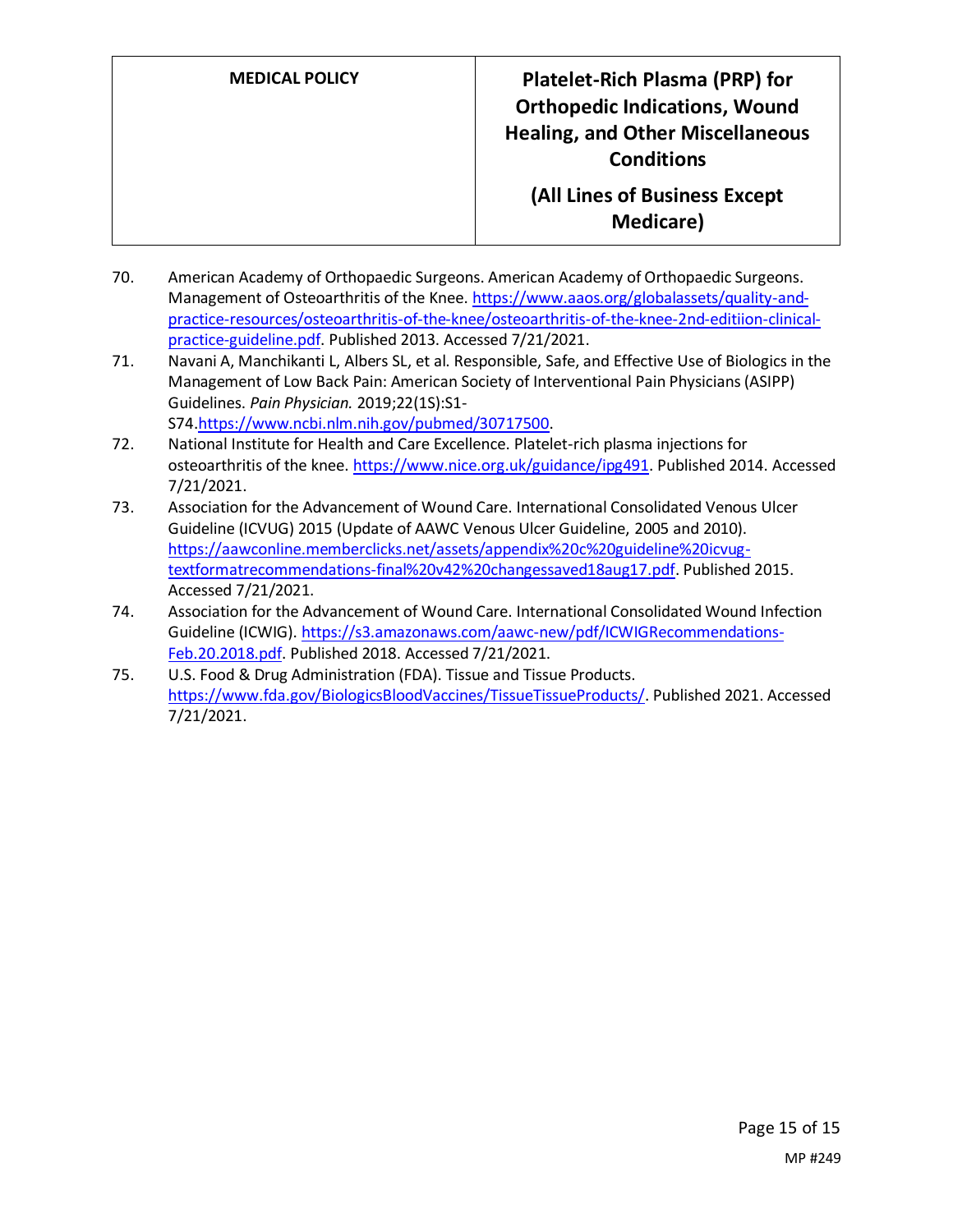70. American Academy of Orthopaedic Surgeons. American Academy of Orthopaedic Surgeons. Management of Osteoarthritis of the Knee. https://www.aaos.org/globalassets/quality-and-practice-resources/osteoarthritis-of-the-knee/osteoarthritis-of-the-knee-2nd-editiion-clinical-practice-guideline.pdf. Published 2013. Accessed 7/21/2021.
71. Navani A, Manchikanti L, Albers SL, et al. Responsible, Safe, and Effective Use of Biologics in the Management of Low Back Pain: American Society of Interventional Pain Physicians (ASIPP) Guidelines. *Pain Physician.* 2019;22(1S):S1-S74.https://www.ncbi.nlm.nih.gov/pubmed/30717500.
72. National Institute for Health and Care Excellence. Platelet-rich plasma injections for osteoarthritis of the knee. https://www.nice.org.uk/guidance/ipg491. Published 2014. Accessed 7/21/2021.
73. Association for the Advancement of Wound Care. International Consolidated Venous Ulcer Guideline (ICVUG) 2015 (Update of AAWC Venous Ulcer Guideline, 2005 and 2010). https://aawconline.memberclicks.net/assets/appendix%20c%20guideline%20icvug-textformatrecommendations-final%20v42%20changessaved18aug17.pdf. Published 2015. Accessed 7/21/2021.
74. Association for the Advancement of Wound Care. International Consolidated Wound Infection Guideline (ICWIG). https://s3.amazonaws.com/aawc-new/pdf/ICWIGRecommendations-Feb.20.2018.pdf. Published 2018. Accessed 7/21/2021.
75. U.S. Food & Drug Administration (FDA). Tissue and Tissue Products. https://www.fda.gov/BiologicsBloodVaccines/TissueTissueProducts/. Published 2021. Accessed 7/21/2021.